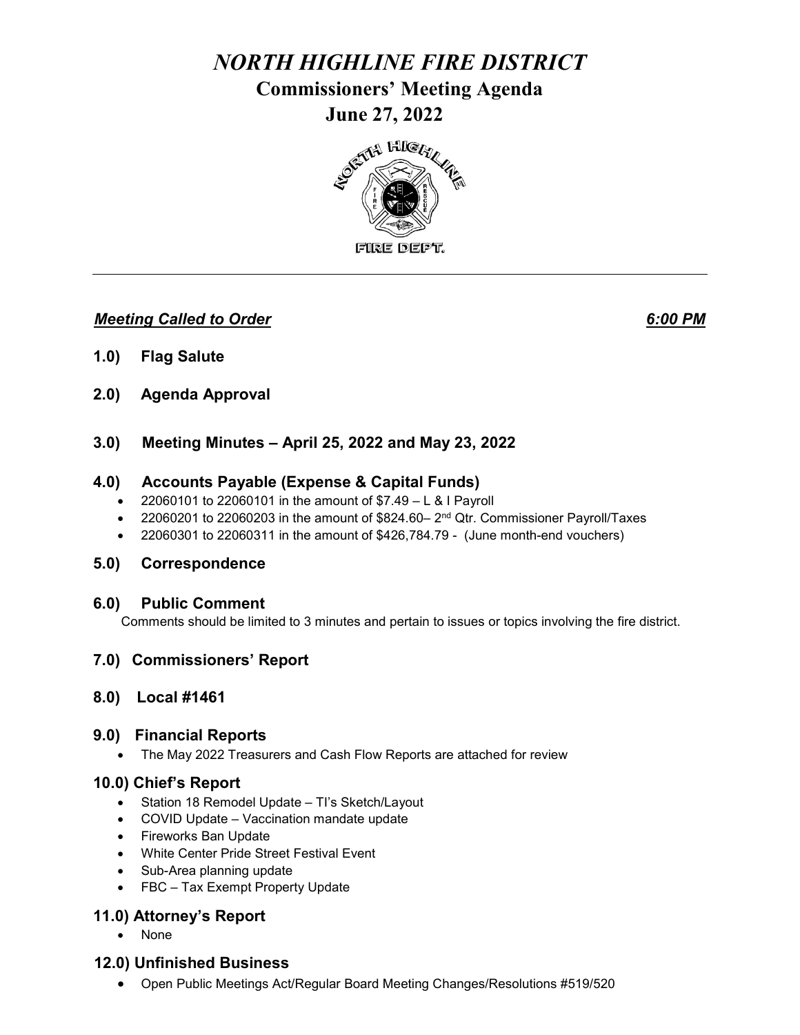# *NORTH HIGHLINE FIRE DISTRICT*

## Commissioners' Meeting Agenda

## June 27, 2022

---

***Meeting Called to Order*** ***6:00 PM***

### 1.0) Flag Salute

### 2.0) Agenda Approval

### 3.0) Meeting Minutes – April 25, 2022 and May 23, 2022

### 4.0) Accounts Payable (Expense & Capital Funds)

- 22060101 to 22060101 in the amount of $7.49 – L & I Payroll
- 22060201 to 22060203 in the amount of $824.60– 2nd Qtr. Commissioner Payroll/Taxes
- 22060301 to 22060311 in the amount of $426,784.79 - (June month-end vouchers)

### 5.0) Correspondence

### 6.0) Public Comment

Comments should be limited to 3 minutes and pertain to issues or topics involving the fire district.

### 7.0) Commissioners' Report

### 8.0) Local #1461

### 9.0) Financial Reports

- The May 2022 Treasurers and Cash Flow Reports are attached for review

### 10.0) Chief's Report

- Station 18 Remodel Update – TI's Sketch/Layout
- COVID Update – Vaccination mandate update
- Fireworks Ban Update
- White Center Pride Street Festival Event
- Sub-Area planning update
- FBC – Tax Exempt Property Update

### 11.0) Attorney's Report

- None

### 12.0) Unfinished Business

- Open Public Meetings Act/Regular Board Meeting Changes/Resolutions #519/520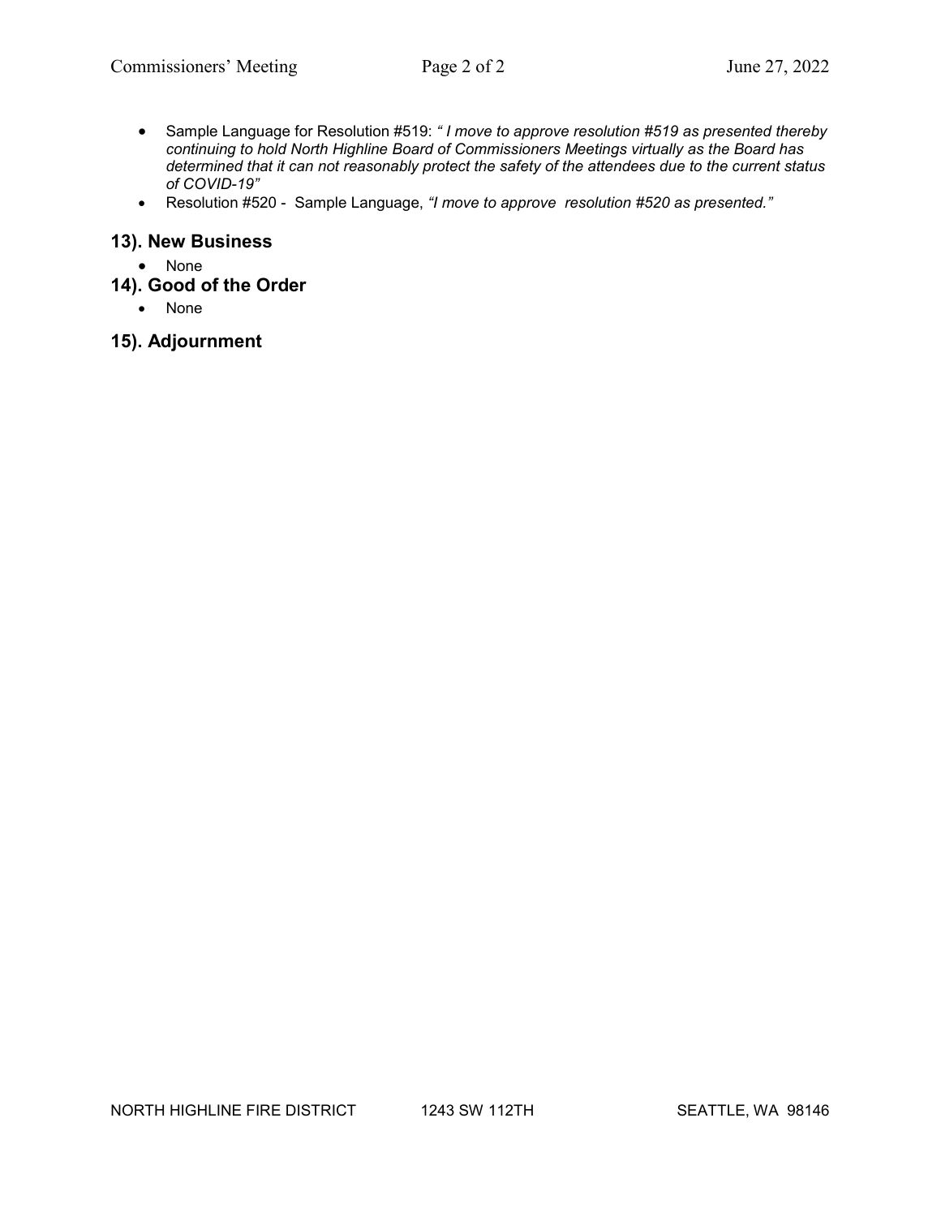- Sample Language for Resolution #519: *" I move to approve resolution #519 as presented thereby continuing to hold North Highline Board of Commissioners Meetings virtually as the Board has determined that it can not reasonably protect the safety of the attendees due to the current status of COVID-19"*
- Resolution #520 - Sample Language, *"I move to approve resolution #520 as presented."*

## 13). New Business

- None

## 14). Good of the Order

- None

## 15). Adjournment